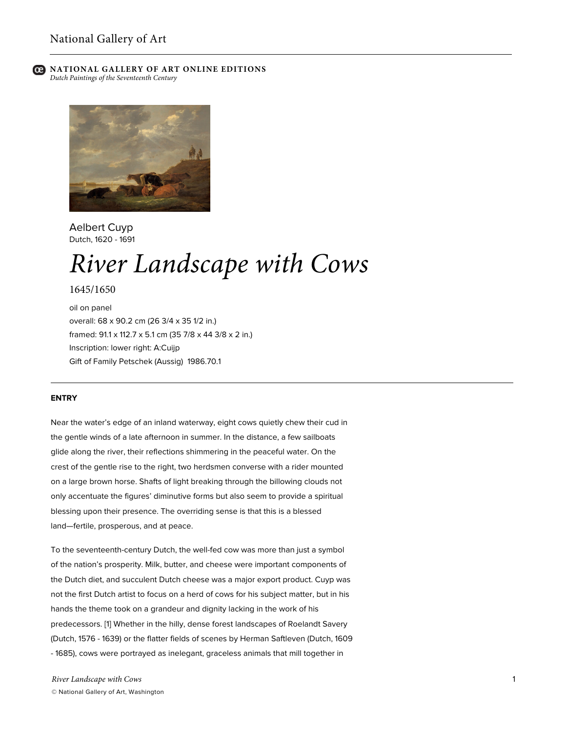# River Landscape with Cows

Aelbert Cuyp
Dutch, 1620 - 1691

1645/1650

oil on panel
overall: 68 x 90.2 cm (26 3/4 x 35 1/2 in.)
framed: 91.1 x 112.7 x 5.1 cm (35 7/8 x 44 3/8 x 2 in.)
Inscription: lower right: A:Cuijp
Gift of Family Petschek (Aussig) 1986.70.1

## ENTRY

Near the water's edge of an inland waterway, eight cows quietly chew their cud in the gentle winds of a late afternoon in summer. In the distance, a few sailboats glide along the river, their reflections shimmering in the peaceful water. On the crest of the gentle rise to the right, two herdsmen converse with a rider mounted on a large brown horse. Shafts of light breaking through the billowing clouds not only accentuate the figures' diminutive forms but also seem to provide a spiritual blessing upon their presence. The overriding sense is that this is a blessed land—fertile, prosperous, and at peace.

To the seventeenth-century Dutch, the well-fed cow was more than just a symbol of the nation's prosperity. Milk, butter, and cheese were important components of the Dutch diet, and succulent Dutch cheese was a major export product. Cuyp was not the first Dutch artist to focus on a herd of cows for his subject matter, but in his hands the theme took on a grandeur and dignity lacking in the work of his predecessors. [1] Whether in the hilly, dense forest landscapes of Roelandt Savery (Dutch, 1576 - 1639) or the flatter fields of scenes by Herman Saftleven (Dutch, 1609 - 1685), cows were portrayed as inelegant, graceless animals that mill together in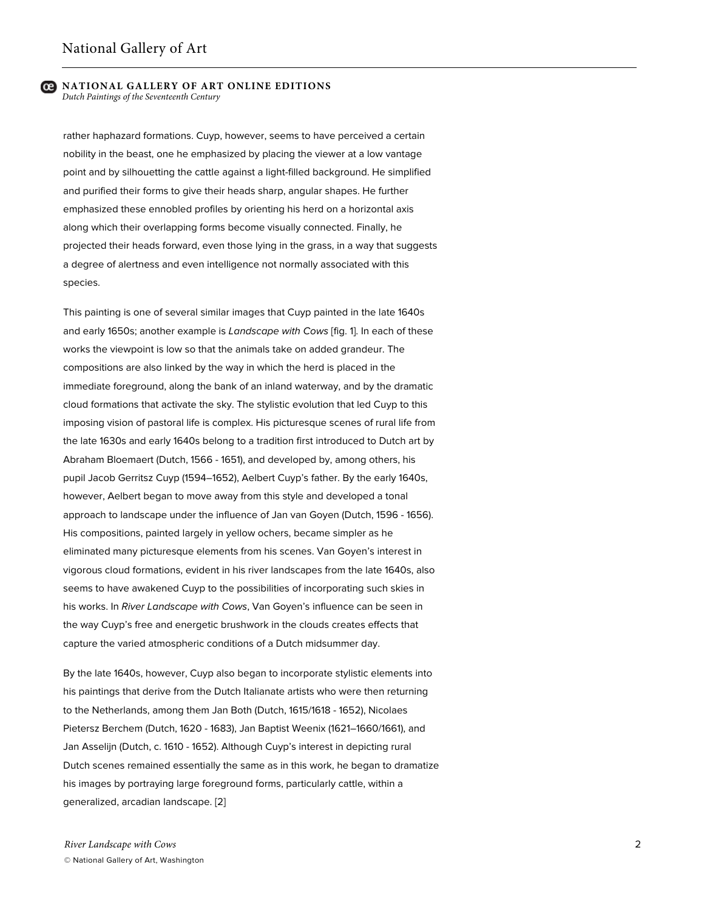rather haphazard formations. Cuyp, however, seems to have perceived a certain nobility in the beast, one he emphasized by placing the viewer at a low vantage point and by silhouetting the cattle against a light-filled background. He simplified and purified their forms to give their heads sharp, angular shapes. He further emphasized these ennobled profiles by orienting his herd on a horizontal axis along which their overlapping forms become visually connected. Finally, he projected their heads forward, even those lying in the grass, in a way that suggests a degree of alertness and even intelligence not normally associated with this species.

This painting is one of several similar images that Cuyp painted in the late 1640s and early 1650s; another example is *Landscape with Cows* [fig. 1]. In each of these works the viewpoint is low so that the animals take on added grandeur. The compositions are also linked by the way in which the herd is placed in the immediate foreground, along the bank of an inland waterway, and by the dramatic cloud formations that activate the sky. The stylistic evolution that led Cuyp to this imposing vision of pastoral life is complex. His picturesque scenes of rural life from the late 1630s and early 1640s belong to a tradition first introduced to Dutch art by Abraham Bloemaert (Dutch, 1566 - 1651), and developed by, among others, his pupil Jacob Gerritsz Cuyp (1594–1652), Aelbert Cuyp's father. By the early 1640s, however, Aelbert began to move away from this style and developed a tonal approach to landscape under the influence of Jan van Goyen (Dutch, 1596 - 1656). His compositions, painted largely in yellow ochers, became simpler as he eliminated many picturesque elements from his scenes. Van Goyen's interest in vigorous cloud formations, evident in his river landscapes from the late 1640s, also seems to have awakened Cuyp to the possibilities of incorporating such skies in his works. In *River Landscape with Cows*, Van Goyen's influence can be seen in the way Cuyp's free and energetic brushwork in the clouds creates effects that capture the varied atmospheric conditions of a Dutch midsummer day.

By the late 1640s, however, Cuyp also began to incorporate stylistic elements into his paintings that derive from the Dutch Italianate artists who were then returning to the Netherlands, among them Jan Both (Dutch, 1615/1618 - 1652), Nicolaes Pietersz Berchem (Dutch, 1620 - 1683), Jan Baptist Weenix (1621–1660/1661), and Jan Asselijn (Dutch, c. 1610 - 1652). Although Cuyp's interest in depicting rural Dutch scenes remained essentially the same as in this work, he began to dramatize his images by portraying large foreground forms, particularly cattle, within a generalized, arcadian landscape. [2]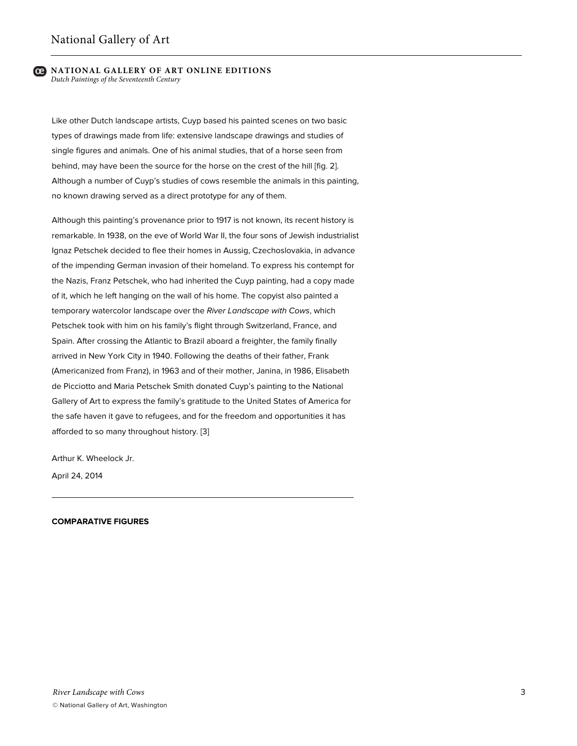Like other Dutch landscape artists, Cuyp based his painted scenes on two basic types of drawings made from life: extensive landscape drawings and studies of single figures and animals. One of his animal studies, that of a horse seen from behind, may have been the source for the horse on the crest of the hill [fig. 2]. Although a number of Cuyp's studies of cows resemble the animals in this painting, no known drawing served as a direct prototype for any of them.

Although this painting's provenance prior to 1917 is not known, its recent history is remarkable. In 1938, on the eve of World War II, the four sons of Jewish industrialist Ignaz Petschek decided to flee their homes in Aussig, Czechoslovakia, in advance of the impending German invasion of their homeland. To express his contempt for the Nazis, Franz Petschek, who had inherited the Cuyp painting, had a copy made of it, which he left hanging on the wall of his home. The copyist also painted a temporary watercolor landscape over the *River Landscape with Cows*, which Petschek took with him on his family's flight through Switzerland, France, and Spain. After crossing the Atlantic to Brazil aboard a freighter, the family finally arrived in New York City in 1940. Following the deaths of their father, Frank (Americanized from Franz), in 1963 and of their mother, Janina, in 1986, Elisabeth de Picciotto and Maria Petschek Smith donated Cuyp's painting to the National Gallery of Art to express the family's gratitude to the United States of America for the safe haven it gave to refugees, and for the freedom and opportunities it has afforded to so many throughout history. [3]

Arthur K. Wheelock Jr.

April 24, 2014

---

**COMPARATIVE FIGURES**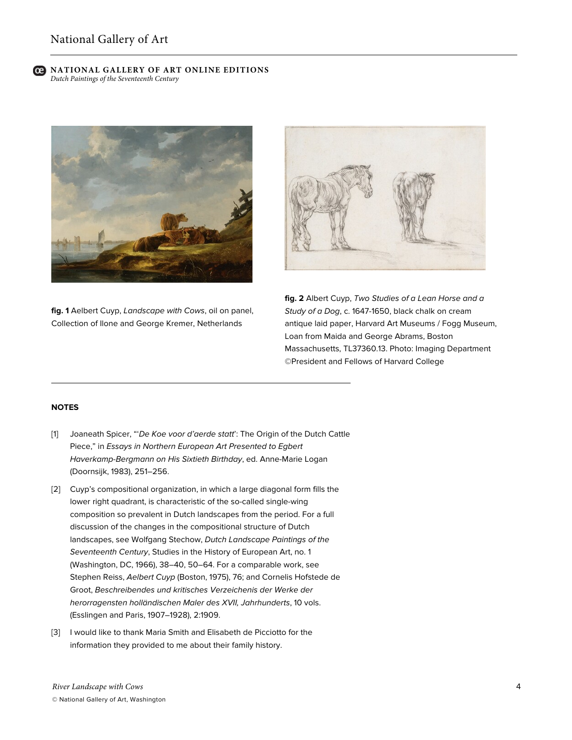fig. 1 Aelbert Cuyp, *Landscape with Cows*, oil on panel, Collection of Ilone and George Kremer, Netherlands

**fig. 2** Albert Cuyp, *Two Studies of a Lean Horse and a Study of a Dog*, c. 1647-1650, black chalk on cream antique laid paper, Harvard Art Museums / Fogg Museum, Loan from Maida and George Abrams, Boston Massachusetts, TL37360.13. Photo: Imaging Department ©President and Fellows of Harvard College

---

**NOTES**

[1] Joaneath Spicer, "'*De Koe voor d'aerde statt*': The Origin of the Dutch Cattle Piece," in *Essays in Northern European Art Presented to Egbert Haverkamp-Bergmann on His Sixtieth Birthday*, ed. Anne-Marie Logan (Doornsijk, 1983), 251–256.

[2] Cuyp's compositional organization, in which a large diagonal form fills the lower right quadrant, is characteristic of the so-called single-wing composition so prevalent in Dutch landscapes from the period. For a full discussion of the changes in the compositional structure of Dutch landscapes, see Wolfgang Stechow, *Dutch Landscape Paintings of the Seventeenth Century*, Studies in the History of European Art, no. 1 (Washington, DC, 1966), 38–40, 50–64. For a comparable work, see Stephen Reiss, *Aelbert Cuyp* (Boston, 1975), 76; and Cornelis Hofstede de Groot, *Beschreibendes und kritisches Verzeichnis der Werke der herorragensten holländischen Maler des XVII, Jahrhunderts*, 10 vols. (Esslingen and Paris, 1907–1928), 2:1909.

[3] I would like to thank Maria Smith and Elisabeth de Picciotto for the information they provided to me about their family history.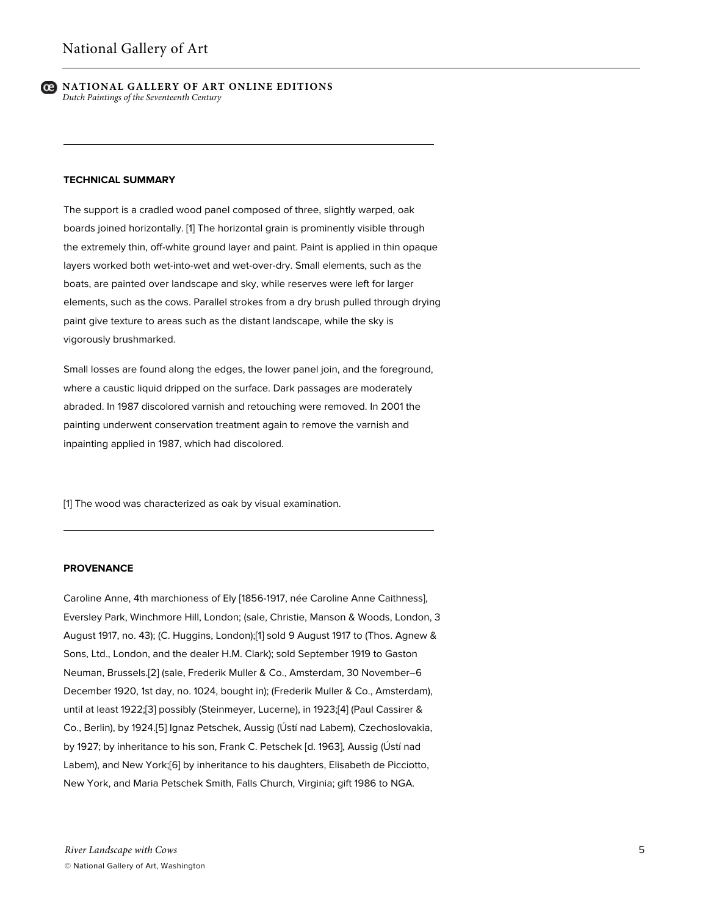## TECHNICAL SUMMARY

The support is a cradled wood panel composed of three, slightly warped, oak boards joined horizontally. [1] The horizontal grain is prominently visible through the extremely thin, off-white ground layer and paint. Paint is applied in thin opaque layers worked both wet-into-wet and wet-over-dry. Small elements, such as the boats, are painted over landscape and sky, while reserves were left for larger elements, such as the cows. Parallel strokes from a dry brush pulled through drying paint give texture to areas such as the distant landscape, while the sky is vigorously brushmarked.

Small losses are found along the edges, the lower panel join, and the foreground, where a caustic liquid dripped on the surface. Dark passages are moderately abraded. In 1987 discolored varnish and retouching were removed. In 2001 the painting underwent conservation treatment again to remove the varnish and inpainting applied in 1987, which had discolored.

[1] The wood was characterized as oak by visual examination.

## PROVENANCE

Caroline Anne, 4th marchioness of Ely [1856-1917, née Caroline Anne Caithness], Eversley Park, Winchmore Hill, London; (sale, Christie, Manson & Woods, London, 3 August 1917, no. 43); (C. Huggins, London);[1] sold 9 August 1917 to (Thos. Agnew & Sons, Ltd., London, and the dealer H.M. Clark); sold September 1919 to Gaston Neuman, Brussels.[2] (sale, Frederik Muller & Co., Amsterdam, 30 November–6 December 1920, 1st day, no. 1024, bought in); (Frederik Muller & Co., Amsterdam), until at least 1922;[3] possibly (Steinmeyer, Lucerne), in 1923;[4] (Paul Cassirer & Co., Berlin), by 1924.[5] Ignaz Petschek, Aussig (Ústí nad Labem), Czechoslovakia, by 1927; by inheritance to his son, Frank C. Petschek [d. 1963], Aussig (Ústí nad Labem), and New York;[6] by inheritance to his daughters, Elisabeth de Picciotto, New York, and Maria Petschek Smith, Falls Church, Virginia; gift 1986 to NGA.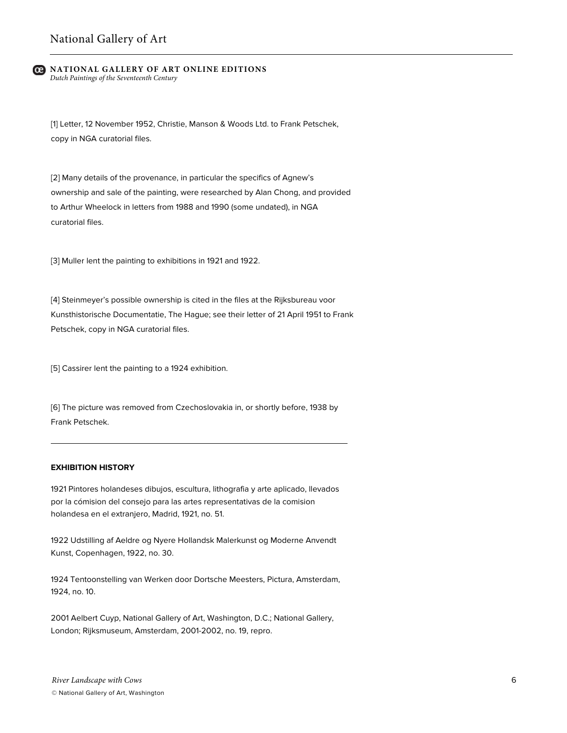[1] Letter, 12 November 1952, Christie, Manson & Woods Ltd. to Frank Petschek, copy in NGA curatorial files.

[2] Many details of the provenance, in particular the specifics of Agnew's ownership and sale of the painting, were researched by Alan Chong, and provided to Arthur Wheelock in letters from 1988 and 1990 (some undated), in NGA curatorial files.

[3] Muller lent the painting to exhibitions in 1921 and 1922.

[4] Steinmeyer's possible ownership is cited in the files at the Rijksbureau voor Kunsthistorische Documentatie, The Hague; see their letter of 21 April 1951 to Frank Petschek, copy in NGA curatorial files.

[5] Cassirer lent the painting to a 1924 exhibition.

[6] The picture was removed from Czechoslovakia in, or shortly before, 1938 by Frank Petschek.

---

**EXHIBITION HISTORY**

1921 Pintores holandeses dibujos, escultura, lithografia y arte aplicado, llevados por la cómision del consejo para las artes representativas de la comision holandesa en el extranjero, Madrid, 1921, no. 51.

1922 Udstilling af Aeldre og Nyere Hollandsk Malerkunst og Moderne Anvendt Kunst, Copenhagen, 1922, no. 30.

1924 Tentoonstelling van Werken door Dortsche Meesters, Pictura, Amsterdam, 1924, no. 10.

2001 Aelbert Cuyp, National Gallery of Art, Washington, D.C.; National Gallery, London; Rijksmuseum, Amsterdam, 2001-2002, no. 19, repro.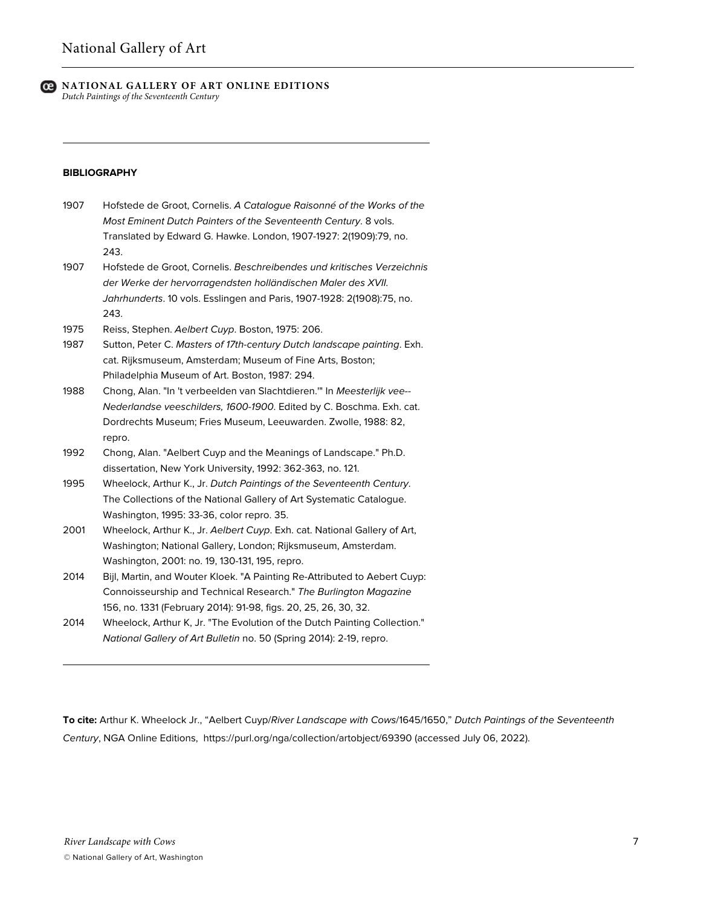**BIBLIOGRAPHY**

| | |
|---|---|
| 1907 | Hofstede de Groot, Cornelis. *A Catalogue Raisonné of the Works of the Most Eminent Dutch Painters of the Seventeenth Century*. 8 vols. Translated by Edward G. Hawke. London, 1907-1927: 2(1909):79, no. 243. |
| 1907 | Hofstede de Groot, Cornelis. *Beschreibendes und kritisches Verzeichnis der Werke der hervorragendsten holländischen Maler des XVII. Jahrhunderts*. 10 vols. Esslingen and Paris, 1907-1928: 2(1908):75, no. 243. |
| 1975 | Reiss, Stephen. *Aelbert Cuyp*. Boston, 1975: 206. |
| 1987 | Sutton, Peter C. *Masters of 17th-century Dutch landscape painting*. Exh. cat. Rijksmuseum, Amsterdam; Museum of Fine Arts, Boston; Philadelphia Museum of Art. Boston, 1987: 294. |
| 1988 | Chong, Alan. "In 't verbeelden van Slachtdieren.'" In *Meesterlijk vee--Nederlandse veeschilders, 1600-1900*. Edited by C. Boschma. Exh. cat. Dordrechts Museum; Fries Museum, Leeuwarden. Zwolle, 1988: 82, repro. |
| 1992 | Chong, Alan. "Aelbert Cuyp and the Meanings of Landscape." Ph.D. dissertation, New York University, 1992: 362-363, no. 121. |
| 1995 | Wheelock, Arthur K., Jr. *Dutch Paintings of the Seventeenth Century*. The Collections of the National Gallery of Art Systematic Catalogue. Washington, 1995: 33-36, color repro. 35. |
| 2001 | Wheelock, Arthur K., Jr. *Aelbert Cuyp*. Exh. cat. National Gallery of Art, Washington; National Gallery, London; Rijksmuseum, Amsterdam. Washington, 2001: no. 19, 130-131, 195, repro. |
| 2014 | Bijl, Martin, and Wouter Kloek. "A Painting Re-Attributed to Aebert Cuyp: Connoisseurship and Technical Research." *The Burlington Magazine* 156, no. 1331 (February 2014): 91-98, figs. 20, 25, 26, 30, 32. |
| 2014 | Wheelock, Arthur K, Jr. "The Evolution of the Dutch Painting Collection." *National Gallery of Art Bulletin* no. 50 (Spring 2014): 2-19, repro. |

**To cite:** Arthur K. Wheelock Jr., "Aelbert Cuyp/*River Landscape with Cows*/1645/1650," *Dutch Paintings of the Seventeenth Century*, NGA Online Editions, https://purl.org/nga/collection/artobject/69390 (accessed July 06, 2022).